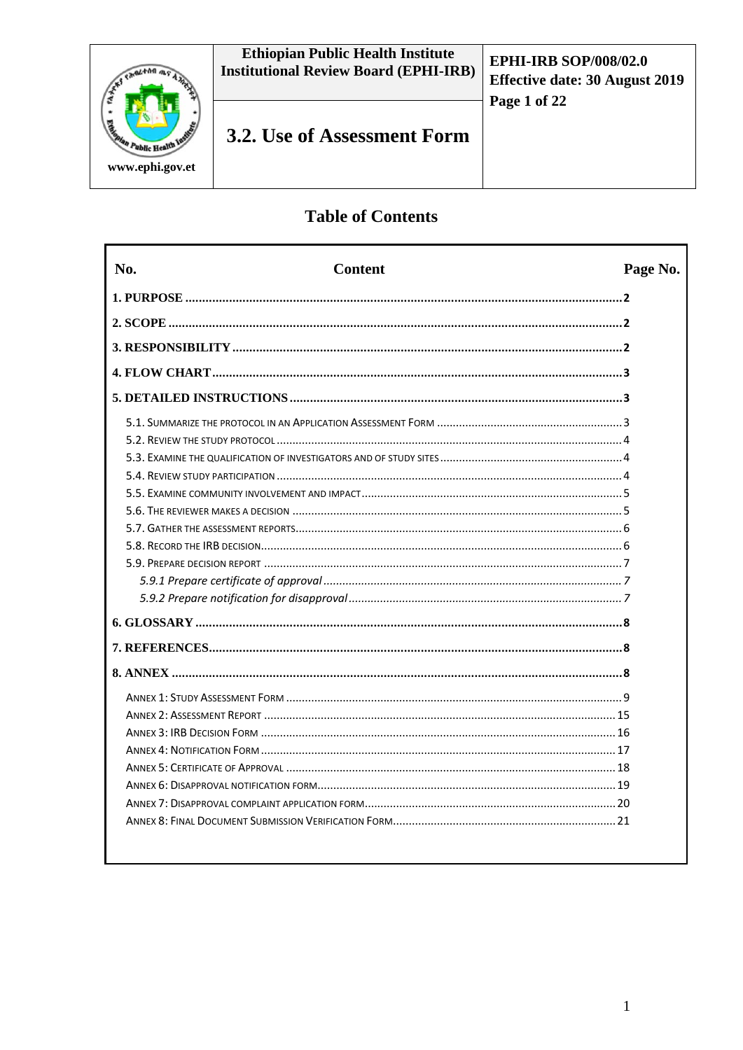| Ethiopian Public Health Institute Institutional Review Board (EPHI-IRB) | EPHI-IRB SOP/008/02.0 Effective date: 30 August 2019 |
|---|---|
| **3.2. Use of Assessment Form** | |

www.ephi.gov.et

## Table of Contents

| No. | Content | Page No. |
|---|---|---|
| **1. PURPOSE** | | **2** |
| **2. SCOPE** | | **2** |
| **3. RESPONSIBILITY** | | **2** |
| **4. FLOW CHART** | | **3** |
| **5. DETAILED INSTRUCTIONS** | | **3** |
| 5.1. Summarize the protocol in an Application Assessment Form | | 3 |
| 5.2. Review the study protocol | | 4 |
| 5.3. Examine the qualification of investigators and of study sites | | 4 |
| 5.4. Review study participation | | 4 |
| 5.5. Examine community involvement and impact | | 5 |
| 5.6. The reviewer makes a decision | | 5 |
| 5.7. Gather the assessment reports | | 6 |
| 5.8. Record the IRB decision | | 6 |
| 5.9. Prepare decision report | | 7 |
| *5.9.1 Prepare certificate of approval* | | *7* |
| *5.9.2 Prepare notification for disapproval* | | *7* |
| **6. GLOSSARY** | | **8** |
| **7. REFERENCES** | | **8** |
| **8. ANNEX** | | **8** |
| Annex 1: Study Assessment Form | | 9 |
| Annex 2: Assessment Report | | 15 |
| Annex 3: IRB Decision Form | | 16 |
| Annex 4: Notification Form | | 17 |
| Annex 5: Certificate of Approval | | 18 |
| Annex 6: Disapproval notification form | | 19 |
| Annex 7: Disapproval complaint application form | | 20 |
| Annex 8: Final Document Submission Verification Form | | 21 |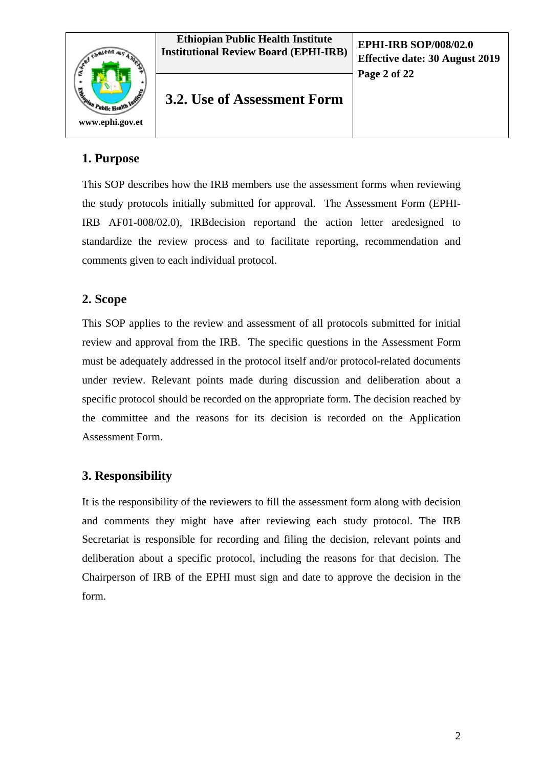## 1. Purpose

This SOP describes how the IRB members use the assessment forms when reviewing the study protocols initially submitted for approval. The Assessment Form (EPHI-IRB AF01-008/02.0), IRBdecision reportand the action letter aredesigned to standardize the review process and to facilitate reporting, recommendation and comments given to each individual protocol.

## 2. Scope

This SOP applies to the review and assessment of all protocols submitted for initial review and approval from the IRB. The specific questions in the Assessment Form must be adequately addressed in the protocol itself and/or protocol-related documents under review. Relevant points made during discussion and deliberation about a specific protocol should be recorded on the appropriate form. The decision reached by the committee and the reasons for its decision is recorded on the Application Assessment Form.

## 3. Responsibility

It is the responsibility of the reviewers to fill the assessment form along with decision and comments they might have after reviewing each study protocol. The IRB Secretariat is responsible for recording and filing the decision, relevant points and deliberation about a specific protocol, including the reasons for that decision. The Chairperson of IRB of the EPHI must sign and date to approve the decision in the form.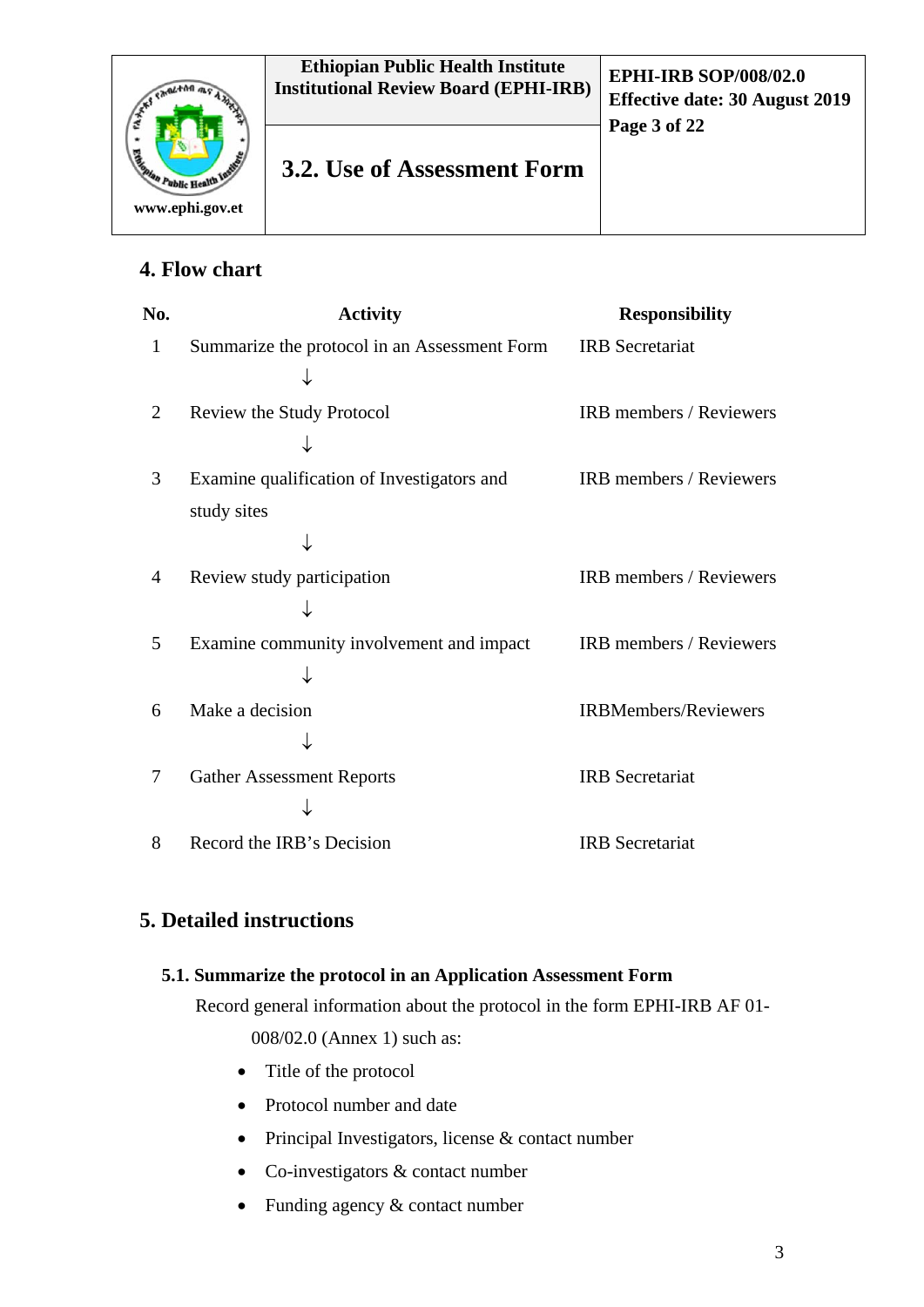## 4. Flow chart

| No. | Activity | Responsibility |
|---|---|---|
| 1 | Summarize the protocol in an Assessment Form | IRB Secretariat |
| | ↓ | |
| 2 | Review the Study Protocol | IRB members / Reviewers |
| | ↓ | |
| 3 | Examine qualification of Investigators and study sites | IRB members / Reviewers |
| | ↓ | |
| 4 | Review study participation | IRB members / Reviewers |
| | ↓ | |
| 5 | Examine community involvement and impact | IRB members / Reviewers |
| | ↓ | |
| 6 | Make a decision | IRBMembers/Reviewers |
| | ↓ | |
| 7 | Gather Assessment Reports | IRB Secretariat |
| | ↓ | |
| 8 | Record the IRB's Decision | IRB Secretariat |

## 5. Detailed instructions

### 5.1. Summarize the protocol in an Application Assessment Form

Record general information about the protocol in the form EPHI-IRB AF 01-008/02.0 (Annex 1) such as:

- Title of the protocol
- Protocol number and date
- Principal Investigators, license & contact number
- Co-investigators & contact number
- Funding agency & contact number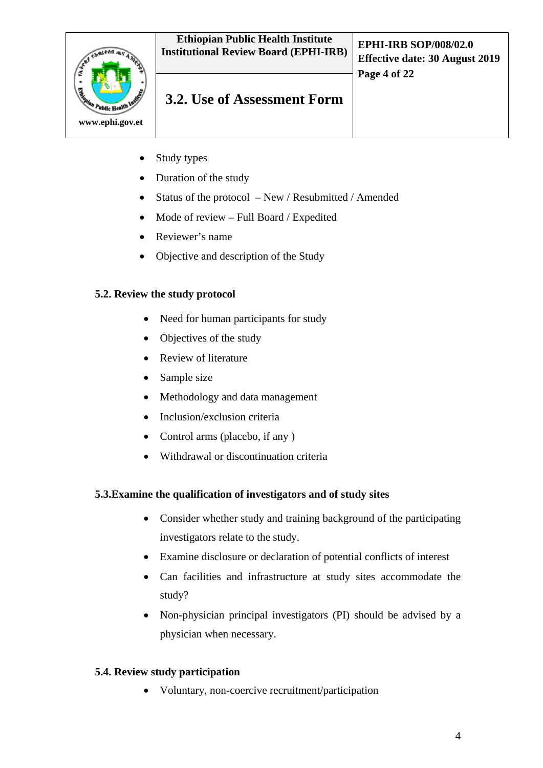- Study types
- Duration of the study
- Status of the protocol – New / Resubmitted / Amended
- Mode of review – Full Board / Expedited
- Reviewer's name
- Objective and description of the Study

### 5.2. Review the study protocol

- Need for human participants for study
- Objectives of the study
- Review of literature
- Sample size
- Methodology and data management
- Inclusion/exclusion criteria
- Control arms (placebo, if any )
- Withdrawal or discontinuation criteria

### 5.3.Examine the qualification of investigators and of study sites

- Consider whether study and training background of the participating investigators relate to the study.
- Examine disclosure or declaration of potential conflicts of interest
- Can facilities and infrastructure at study sites accommodate the study?
- Non-physician principal investigators (PI) should be advised by a physician when necessary.

### 5.4. Review study participation

- Voluntary, non-coercive recruitment/participation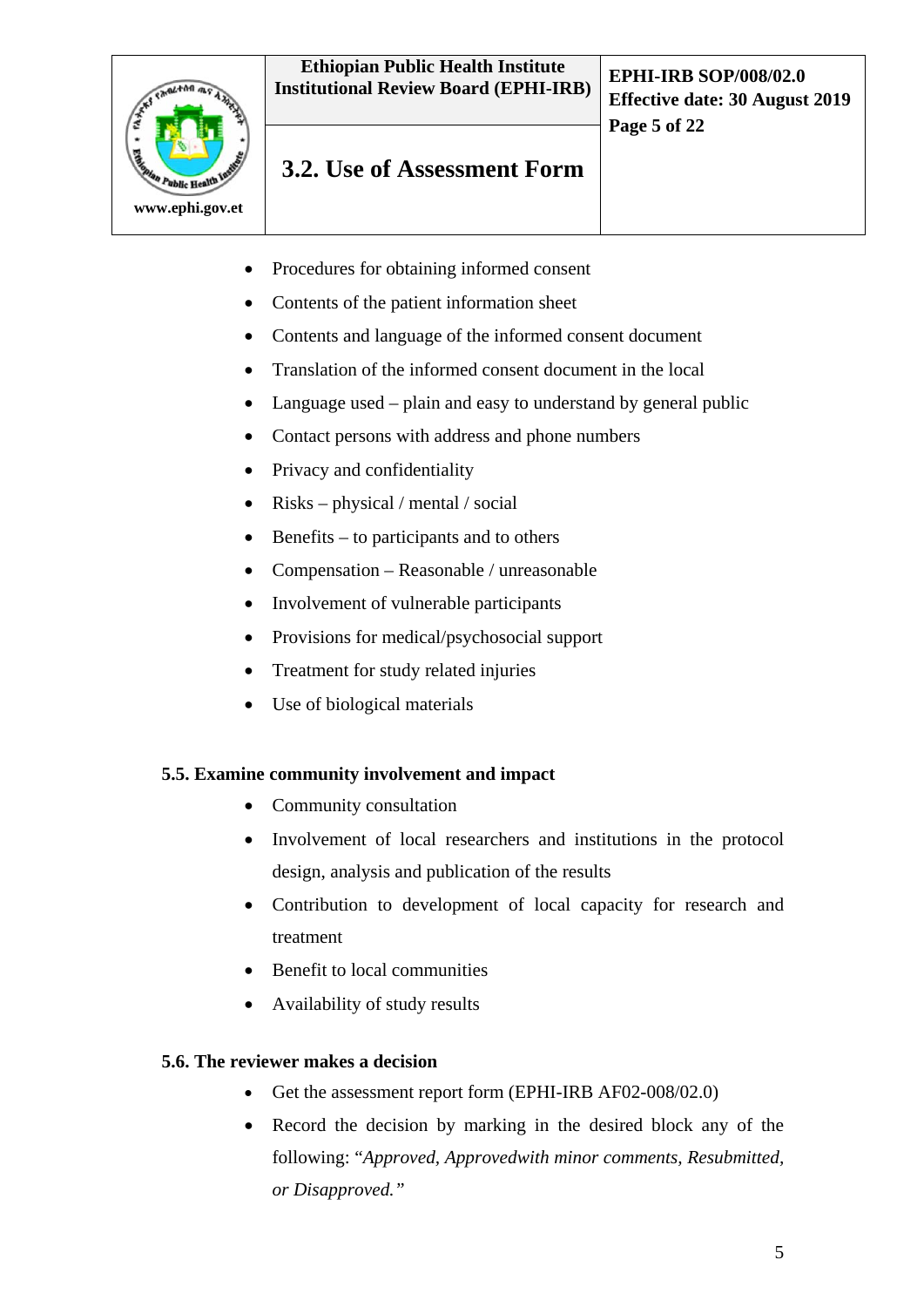- Procedures for obtaining informed consent
- Contents of the patient information sheet
- Contents and language of the informed consent document
- Translation of the informed consent document in the local
- Language used – plain and easy to understand by general public
- Contact persons with address and phone numbers
- Privacy and confidentiality
- Risks – physical / mental / social
- Benefits – to participants and to others
- Compensation – Reasonable / unreasonable
- Involvement of vulnerable participants
- Provisions for medical/psychosocial support
- Treatment for study related injuries
- Use of biological materials

**5.5. Examine community involvement and impact**

- Community consultation
- Involvement of local researchers and institutions in the protocol design, analysis and publication of the results
- Contribution to development of local capacity for research and treatment
- Benefit to local communities
- Availability of study results

**5.6. The reviewer makes a decision**

- Get the assessment report form (EPHI-IRB AF02-008/02.0)
- Record the decision by marking in the desired block any of the following: "*Approved, Approvedwith minor comments, Resubmitted, or Disapproved.*"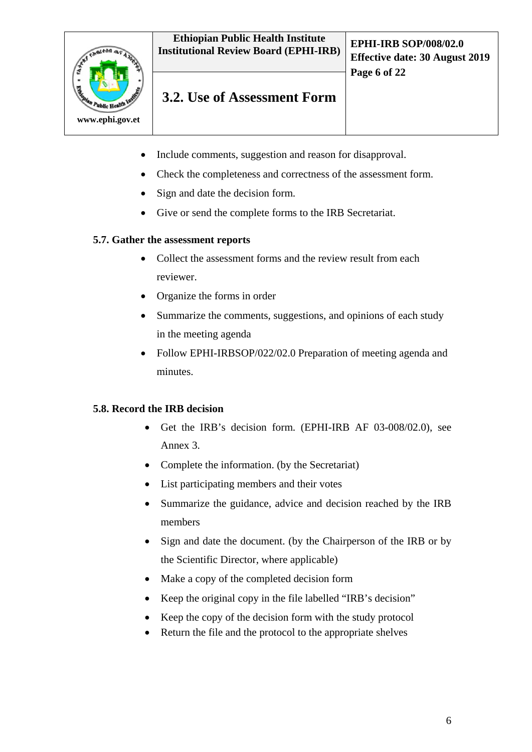- Include comments, suggestion and reason for disapproval.
- Check the completeness and correctness of the assessment form.
- Sign and date the decision form.
- Give or send the complete forms to the IRB Secretariat.

**5.7. Gather the assessment reports**

- Collect the assessment forms and the review result from each reviewer.
- Organize the forms in order
- Summarize the comments, suggestions, and opinions of each study in the meeting agenda
- Follow EPHI-IRBSOP/022/02.0 Preparation of meeting agenda and minutes.

**5.8. Record the IRB decision**

- Get the IRB's decision form. (EPHI-IRB AF 03-008/02.0), see Annex 3.
- Complete the information. (by the Secretariat)
- List participating members and their votes
- Summarize the guidance, advice and decision reached by the IRB members
- Sign and date the document. (by the Chairperson of the IRB or by the Scientific Director, where applicable)
- Make a copy of the completed decision form
- Keep the original copy in the file labelled "IRB's decision"
- Keep the copy of the decision form with the study protocol
- Return the file and the protocol to the appropriate shelves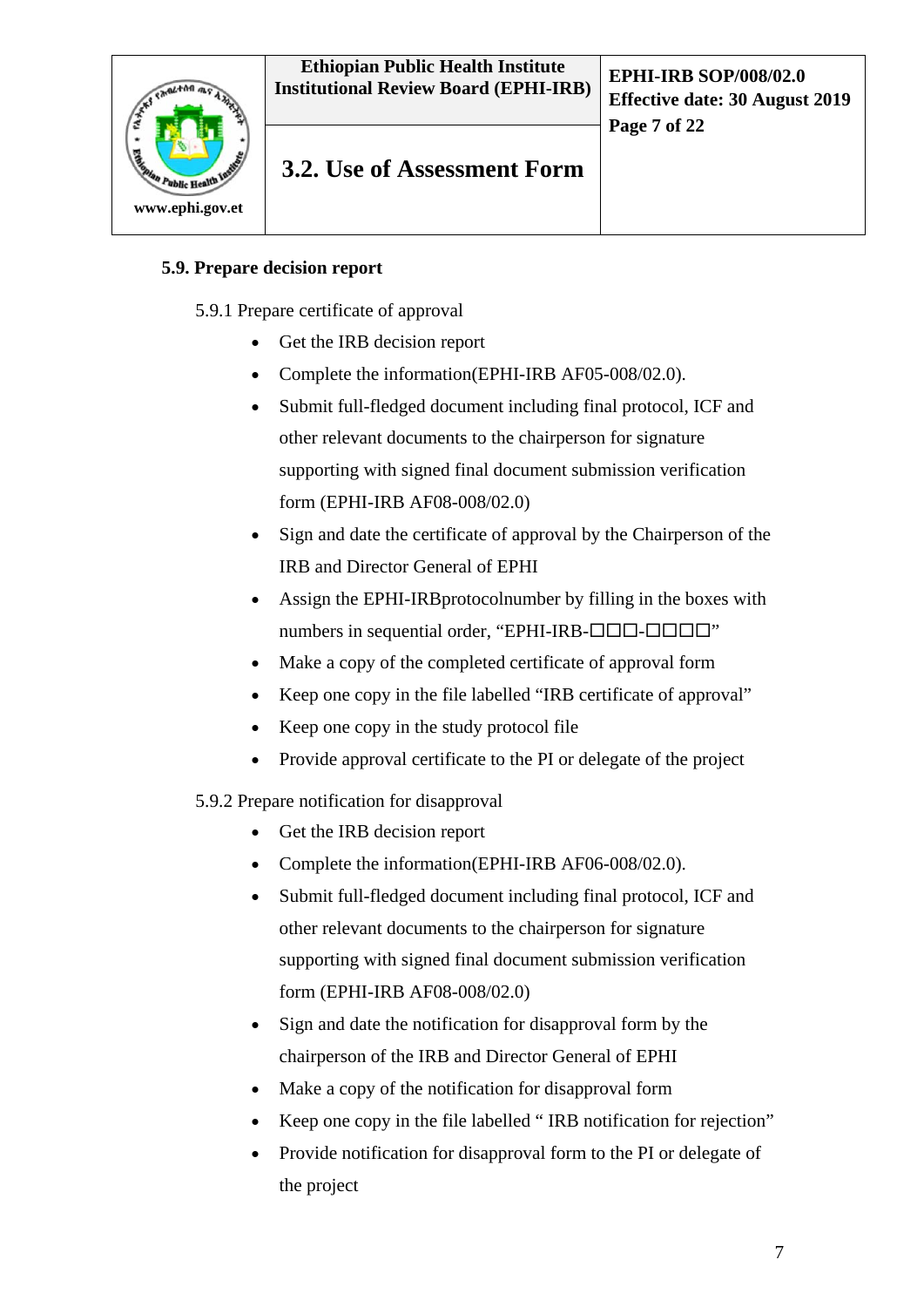### 5.9. Prepare decision report

5.9.1 Prepare certificate of approval

- Get the IRB decision report
- Complete the information(EPHI-IRB AF05-008/02.0).
- Submit full-fledged document including final protocol, ICF and other relevant documents to the chairperson for signature supporting with signed final document submission verification form (EPHI-IRB AF08-008/02.0)
- Sign and date the certificate of approval by the Chairperson of the IRB and Director General of EPHI
- Assign the EPHI-IRBprotocolnumber by filling in the boxes with numbers in sequential order, “EPHI-IRB-☐☐☐-☐☐☐☐”
- Make a copy of the completed certificate of approval form
- Keep one copy in the file labelled “IRB certificate of approval”
- Keep one copy in the study protocol file
- Provide approval certificate to the PI or delegate of the project

5.9.2 Prepare notification for disapproval

- Get the IRB decision report
- Complete the information(EPHI-IRB AF06-008/02.0).
- Submit full-fledged document including final protocol, ICF and other relevant documents to the chairperson for signature supporting with signed final document submission verification form (EPHI-IRB AF08-008/02.0)
- Sign and date the notification for disapproval form by the chairperson of the IRB and Director General of EPHI
- Make a copy of the notification for disapproval form
- Keep one copy in the file labelled “ IRB notification for rejection”
- Provide notification for disapproval form to the PI or delegate of the project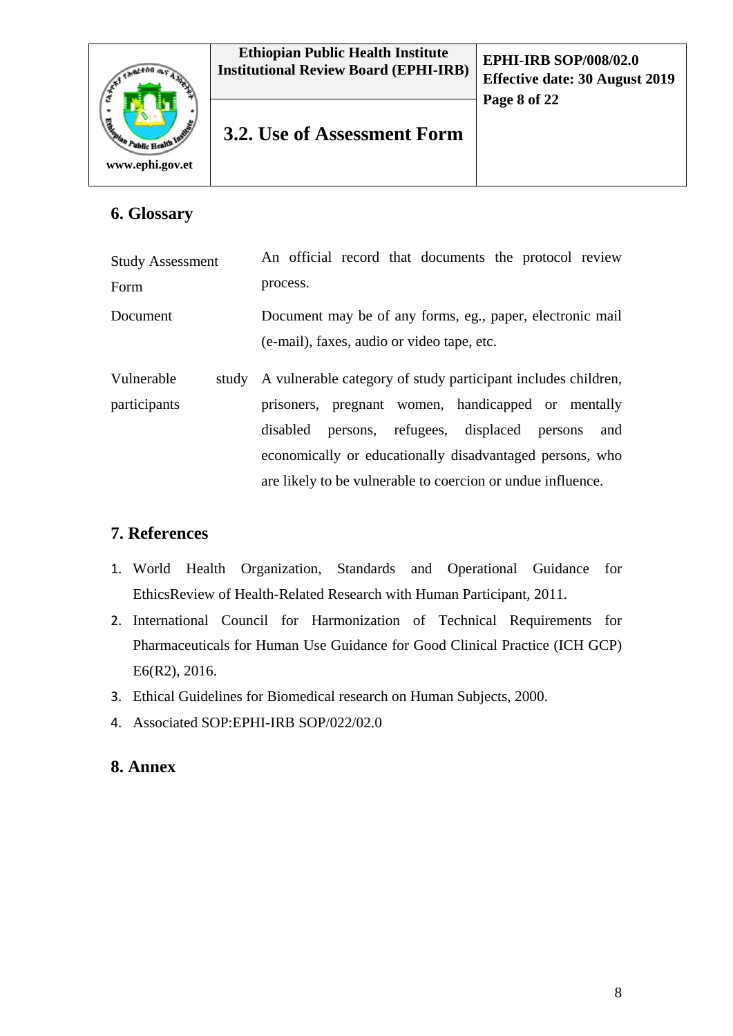## 6. Glossary

| Term | Definition |
| --- | --- |
| Study Assessment Form | An official record that documents the protocol review process. |
| Document | Document may be of any forms, eg., paper, electronic mail (e-mail), faxes, audio or video tape, etc. |
| Vulnerable study participants | A vulnerable category of study participant includes children, prisoners, pregnant women, handicapped or mentally disabled persons, refugees, displaced persons and economically or educationally disadvantaged persons, who are likely to be vulnerable to coercion or undue influence. |

## 7. References

1. World Health Organization, Standards and Operational Guidance for EthicsReview of Health-Related Research with Human Participant, 2011.
2. International Council for Harmonization of Technical Requirements for Pharmaceuticals for Human Use Guidance for Good Clinical Practice (ICH GCP) E6(R2), 2016.
3. Ethical Guidelines for Biomedical research on Human Subjects, 2000.
4. Associated SOP:EPHI-IRB SOP/022/02.0

## 8. Annex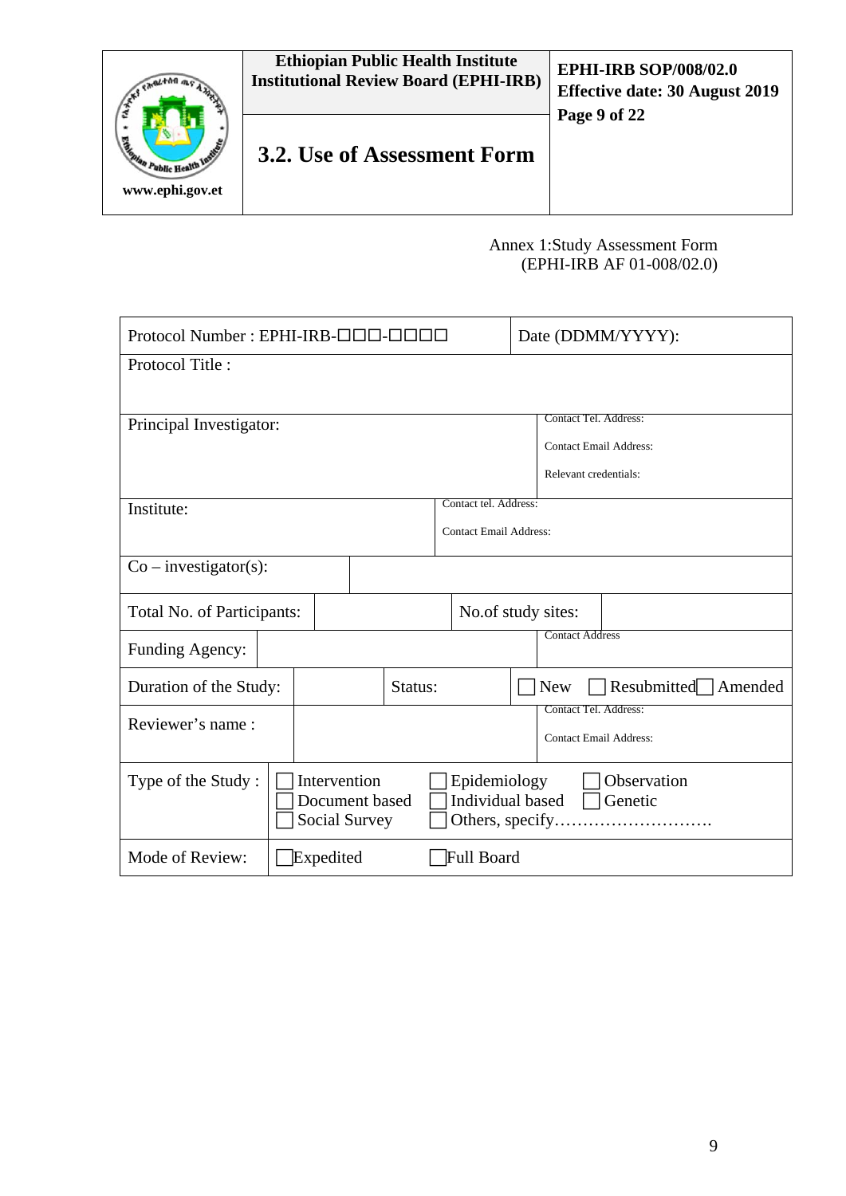Annex 1:Study Assessment Form
(EPHI-IRB AF 01-008/02.0)

| Protocol Number : EPHI-IRB-☐☐☐-☐☐☐☐ | | | | Date (DDMM/YYYY): | |
|---|---|---|---|---|---|
| Protocol Title : | | | | | |
| Principal Investigator: | | | | Contact Tel. Address:<br>Contact Email Address:<br>Relevant credentials: | |
| Institute: | | | Contact tel. Address:<br>Contact Email Address: | | |
| Co – investigator(s): | | | | | |
| Total No. of Participants: | | | No.of study sites: | | |
| Funding Agency: | | | | Contact Address | |
| Duration of the Study: | | Status: | | ☐ New ☐ Resubmitted ☐ Amended | |
| Reviewer's name : | | | | Contact Tel. Address:<br>Contact Email Address: | |
| Type of the Study : | ☐ Intervention ☐ Epidemiology ☐ Observation<br>☐ Document based ☐ Individual based ☐ Genetic<br>☐ Social Survey ☐ Others, specify………………………. | | | | |
| Mode of Review: | ☐Expedited ☐Full Board | | | | |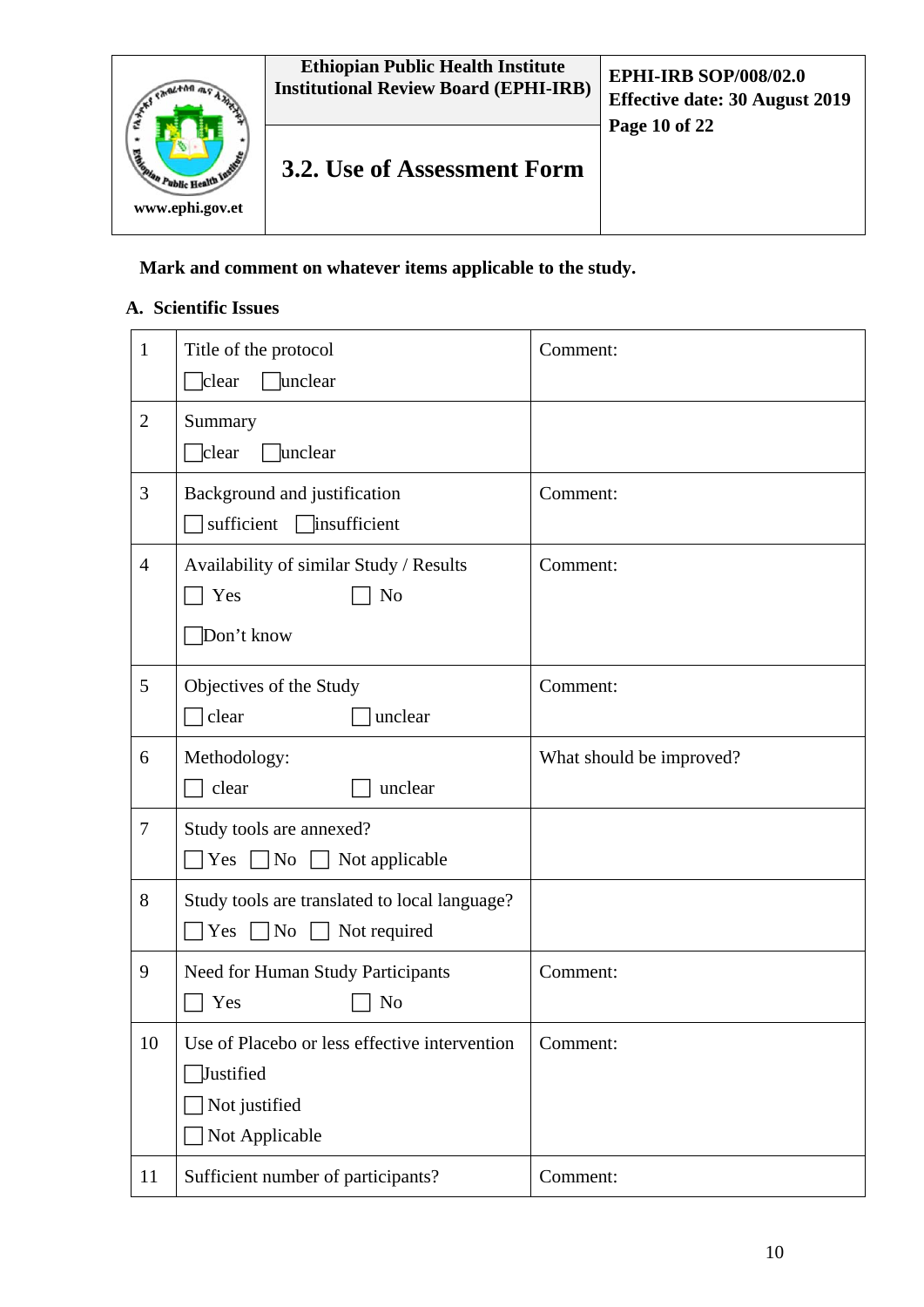## 3.2. Use of Assessment Form

**Mark and comment on whatever items applicable to the study.**

**A. Scientific Issues**

| | | |
|---|---|---|
| 1 | Title of the protocol<br>☐ clear ☐ unclear | Comment: |
| 2 | Summary<br>☐ clear ☐ unclear | |
| 3 | Background and justification<br>☐ sufficient ☐ insufficient | Comment: |
| 4 | Availability of similar Study / Results<br>☐ Yes ☐ No<br>☐ Don't know | Comment: |
| 5 | Objectives of the Study<br>☐ clear ☐ unclear | Comment: |
| 6 | Methodology:<br>☐ clear ☐ unclear | What should be improved? |
| 7 | Study tools are annexed?<br>☐ Yes ☐ No ☐ Not applicable | |
| 8 | Study tools are translated to local language?<br>☐ Yes ☐ No ☐ Not required | |
| 9 | Need for Human Study Participants<br>☐ Yes ☐ No | Comment: |
| 10 | Use of Placebo or less effective intervention<br>☐ Justified<br>☐ Not justified<br>☐ Not Applicable | Comment: |
| 11 | Sufficient number of participants? | Comment: |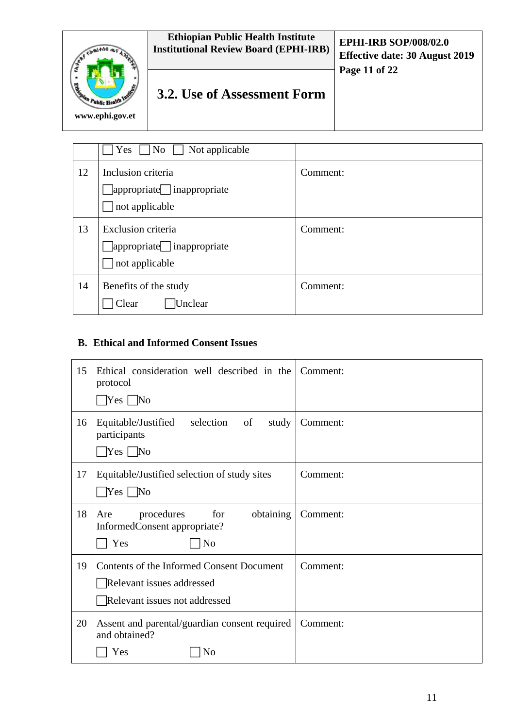| | ☐ Yes ☐ No ☐ Not applicable | |
|---|---|---|
| 12 | Inclusion criteria<br>☐appropriate☐ inappropriate<br>☐ not applicable | Comment: |
| 13 | Exclusion criteria<br>☐appropriate☐ inappropriate<br>☐ not applicable | Comment: |
| 14 | Benefits of the study<br>☐ Clear ☐Unclear | Comment: |

**B. Ethical and Informed Consent Issues**

| | | |
|---|---|---|
| 15 | Ethical consideration well described in the protocol<br>☐Yes ☐No | Comment: |
| 16 | Equitable/Justified selection of study participants<br>☐Yes ☐No | Comment: |
| 17 | Equitable/Justified selection of study sites<br>☐Yes ☐No | Comment: |
| 18 | Are procedures for obtaining InformedConsent appropriate?<br>☐ Yes ☐ No | Comment: |
| 19 | Contents of the Informed Consent Document<br>☐Relevant issues addressed<br>☐Relevant issues not addressed | Comment: |
| 20 | Assent and parental/guardian consent required and obtained?<br>☐ Yes ☐ No | Comment: |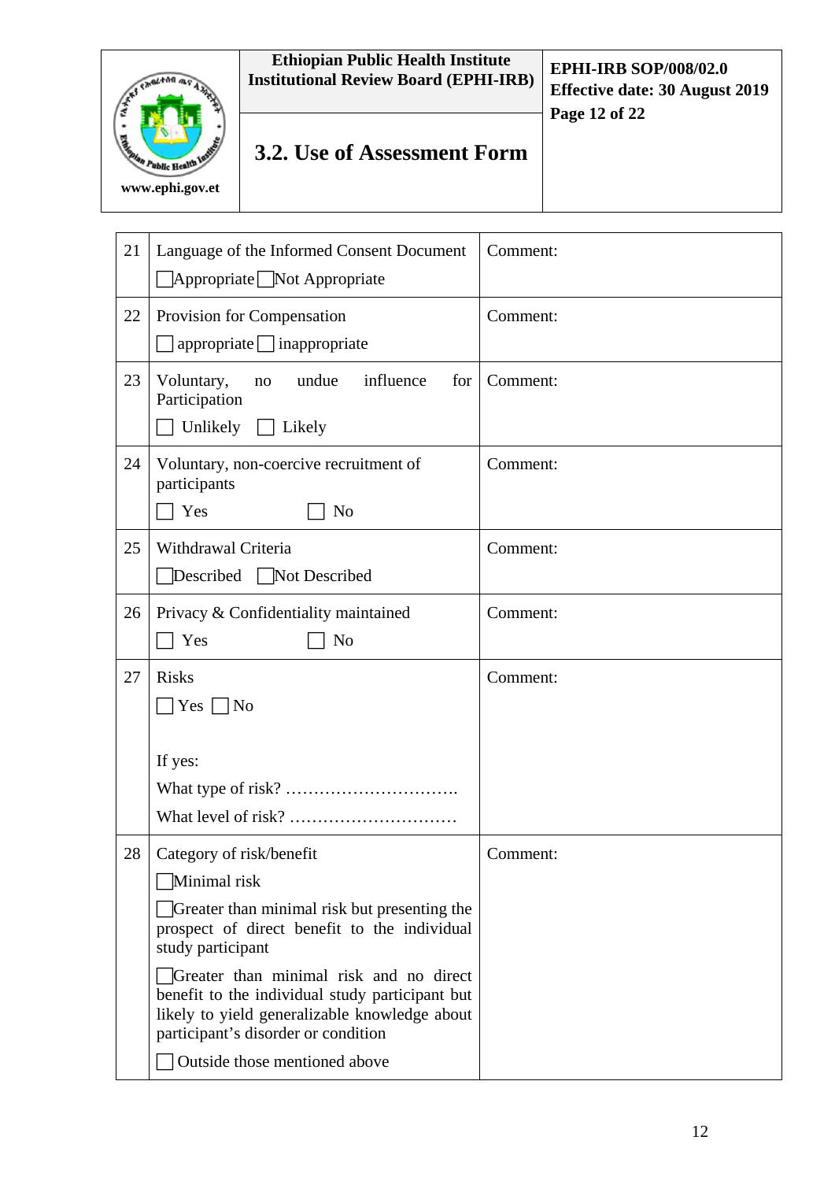## 3.2. Use of Assessment Form

| | | |
|---|---|---|
| 21 | Language of the Informed Consent Document<br>☐Appropriate ☐Not Appropriate | Comment: |
| 22 | Provision for Compensation<br>☐ appropriate ☐ inappropriate | Comment: |
| 23 | Voluntary, no undue influence for Participation<br>☐ Unlikely ☐ Likely | Comment: |
| 24 | Voluntary, non-coercive recruitment of participants<br>☐ Yes ☐ No | Comment: |
| 25 | Withdrawal Criteria<br>☐Described ☐Not Described | Comment: |
| 26 | Privacy & Confidentiality maintained<br>☐ Yes ☐ No | Comment: |
| 27 | Risks<br>☐ Yes ☐ No<br><br>If yes:<br>What type of risk? ………………………….<br>What level of risk? ………………………… | Comment: |
| 28 | Category of risk/benefit<br>☐Minimal risk<br>☐Greater than minimal risk but presenting the prospect of direct benefit to the individual study participant<br>☐Greater than minimal risk and no direct benefit to the individual study participant but likely to yield generalizable knowledge about participant's disorder or condition<br>☐ Outside those mentioned above | Comment: |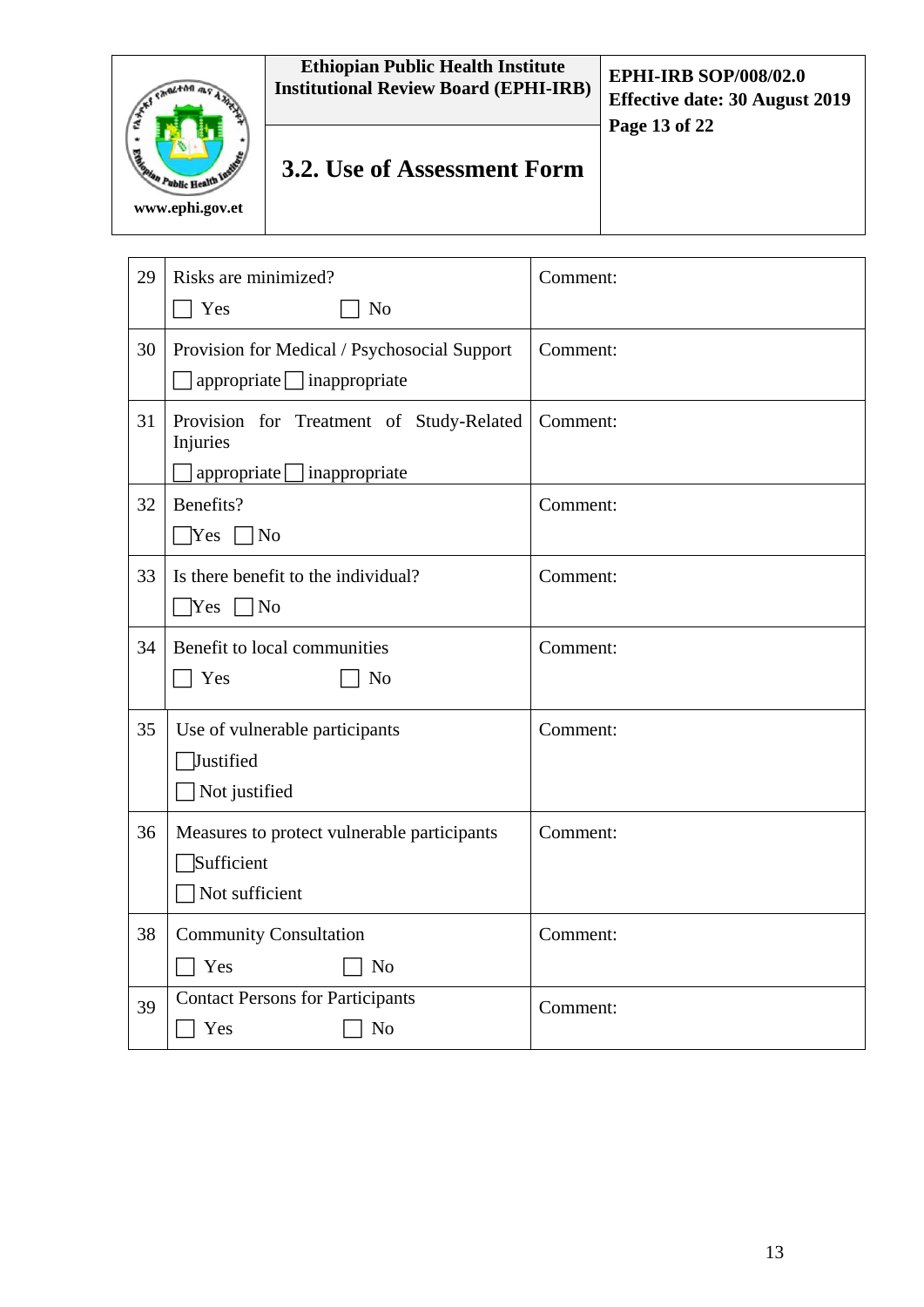| 29 | Risks are minimized?<br>☐ Yes ☐ No | Comment: |
|---|---|---|
| 30 | Provision for Medical / Psychosocial Support<br>☐ appropriate ☐ inappropriate | Comment: |
| 31 | Provision for Treatment of Study-Related Injuries<br>☐ appropriate ☐ inappropriate | Comment: |
| 32 | Benefits?<br>☐ Yes ☐ No | Comment: |
| 33 | Is there benefit to the individual?<br>☐ Yes ☐ No | Comment: |
| 34 | Benefit to local communities<br>☐ Yes ☐ No | Comment: |
| 35 | Use of vulnerable participants<br>☐ Justified<br>☐ Not justified | Comment: |
| 36 | Measures to protect vulnerable participants<br>☐ Sufficient<br>☐ Not sufficient | Comment: |
| 38 | Community Consultation<br>☐ Yes ☐ No | Comment: |
| 39 | Contact Persons for Participants<br>☐ Yes ☐ No | Comment: |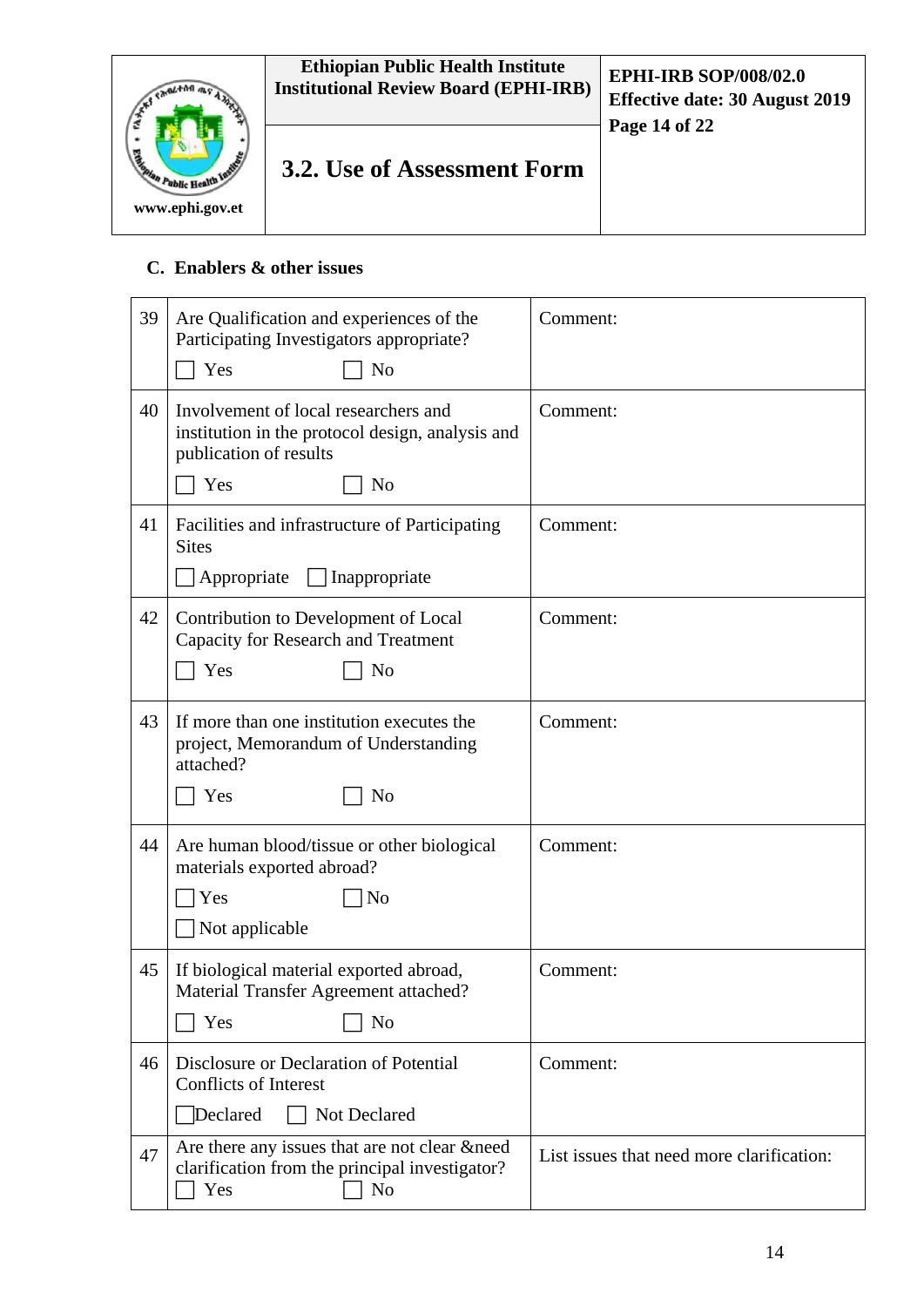### C. Enablers & other issues

| No. | Item | Comment |
|---|---|---|
| 39 | Are Qualification and experiences of the Participating Investigators appropriate? ☐ Yes ☐ No | Comment: |
| 40 | Involvement of local researchers and institution in the protocol design, analysis and publication of results ☐ Yes ☐ No | Comment: |
| 41 | Facilities and infrastructure of Participating Sites ☐ Appropriate ☐ Inappropriate | Comment: |
| 42 | Contribution to Development of Local Capacity for Research and Treatment ☐ Yes ☐ No | Comment: |
| 43 | If more than one institution executes the project, Memorandum of Understanding attached? ☐ Yes ☐ No | Comment: |
| 44 | Are human blood/tissue or other biological materials exported abroad? ☐ Yes ☐ No ☐ Not applicable | Comment: |
| 45 | If biological material exported abroad, Material Transfer Agreement attached? ☐ Yes ☐ No | Comment: |
| 46 | Disclosure or Declaration of Potential Conflicts of Interest ☐ Declared ☐ Not Declared | Comment: |
| 47 | Are there any issues that are not clear &need clarification from the principal investigator? ☐ Yes ☐ No | List issues that need more clarification: |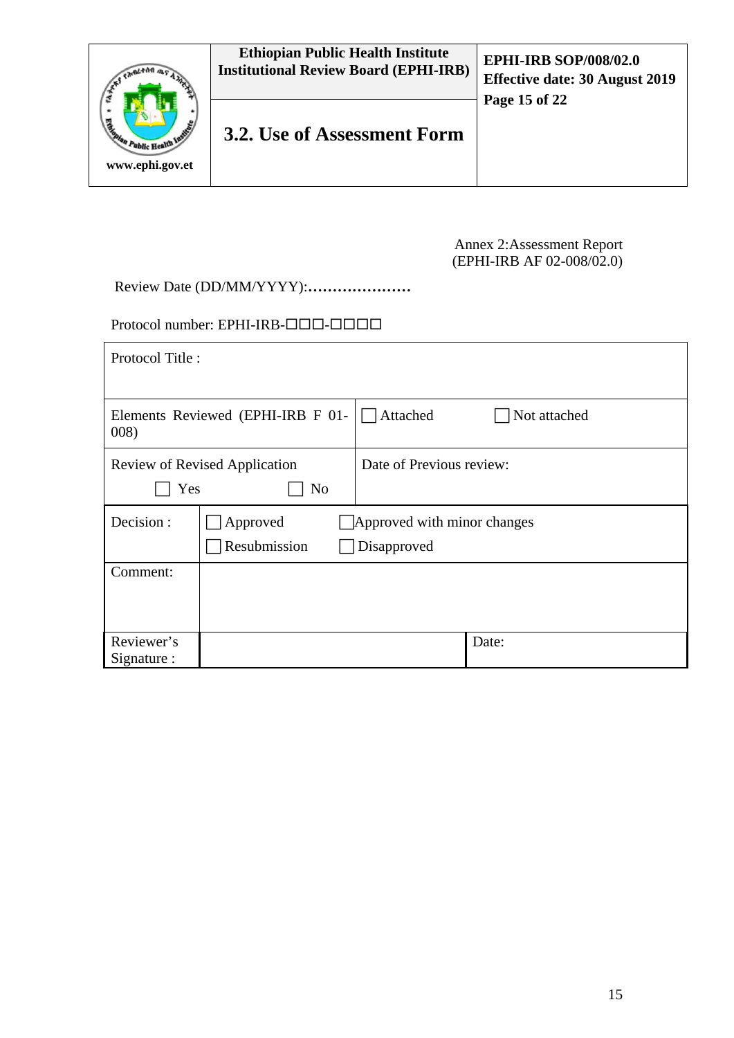## 3.2. Use of Assessment Form

Annex 2:Assessment Report
(EPHI-IRB AF 02-008/02.0)

Review Date (DD/MM/YYYY):…………………

Protocol number: EPHI-IRB-□□□-□□□□

| Protocol Title : | | | |
|---|---|---|---|
| Elements Reviewed (EPHI-IRB F 01-008) | | ☐ Attached | ☐ Not attached |
| Review of Revised Application<br>☐ Yes ☐ No | | Date of Previous review: | |
| Decision : | ☐ Approved<br>☐ Resubmission | ☐ Approved with minor changes<br>☐ Disapproved | |
| Comment: | | | |
| Reviewer's Signature : | | | Date: |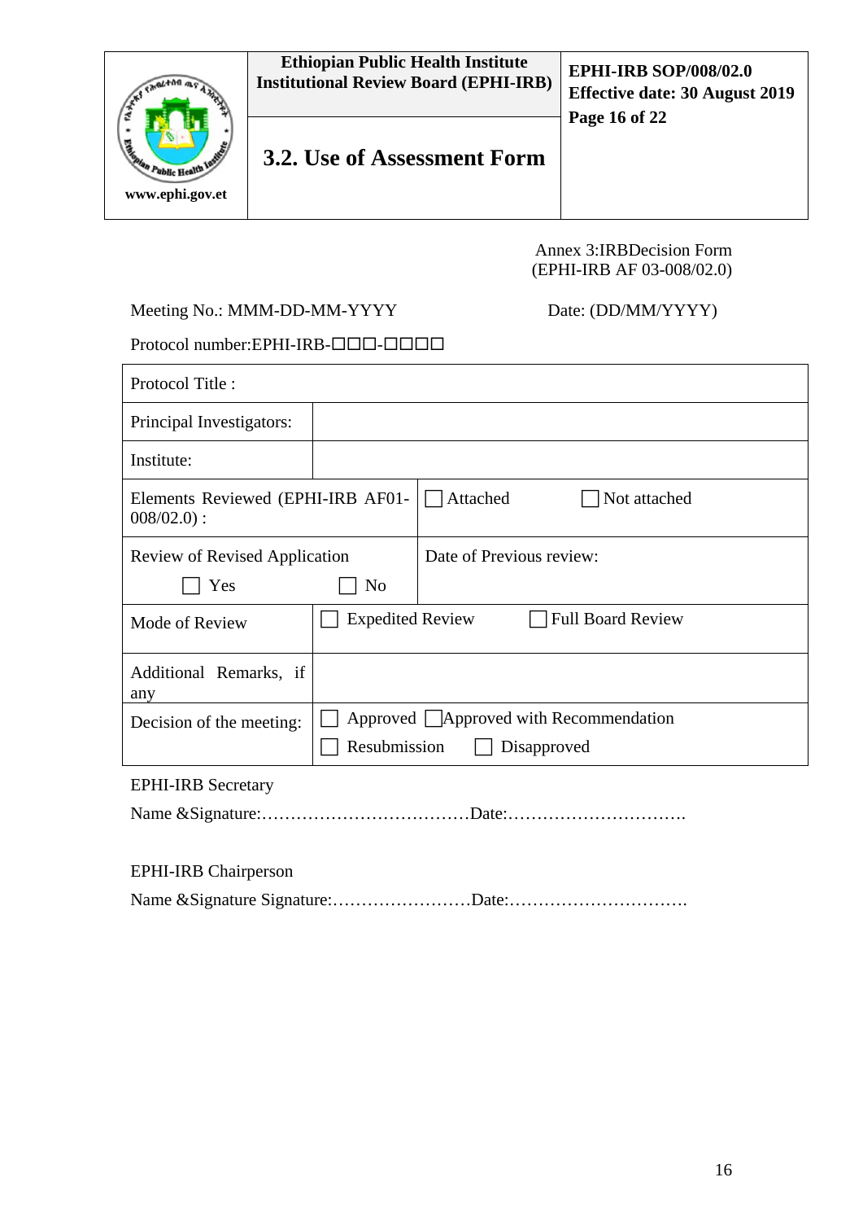# 3.2. Use of Assessment Form

Annex 3:IRBDecision Form
(EPHI-IRB AF 03-008/02.0)

Meeting No.: MMM-DD-MM-YYYY                                        Date: (DD/MM/YYYY)

Protocol number:EPHI-IRB-☐☐☐-☐☐☐☐

| Protocol Title : | | |
|---|---|---|
| Principal Investigators: | | |
| Institute: | | |
| Elements Reviewed (EPHI-IRB AF01-008/02.0) : | ☐ Attached ☐ Not attached | |
| Review of Revised Application<br>☐ Yes ☐ No | Date of Previous review: | |
| Mode of Review | ☐ Expedited Review ☐ Full Board Review | |
| Additional Remarks, if any | | |
| Decision of the meeting: | ☐ Approved ☐ Approved with Recommendation<br>☐ Resubmission ☐ Disapproved | |

EPHI-IRB Secretary

Name &Signature:………………………………Date:………………………….

EPHI-IRB Chairperson

Name &Signature Signature:……………………Date:………………………….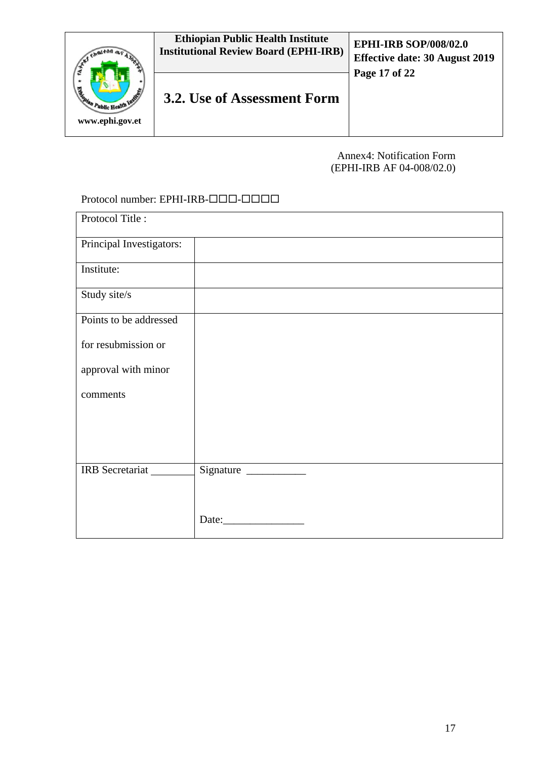Annex4: Notification Form
(EPHI-IRB AF 04-008/02.0)

Protocol number: EPHI-IRB-☐☐☐-☐☐☐☐

| Protocol Title : | |
|---|---|
| Principal Investigators: | |
| Institute: | |
| Study site/s | |
| Points to be addressed for resubmission or approval with minor comments | |
| IRB Secretariat ________ | Signature ___________<br><br>Date:_______________ |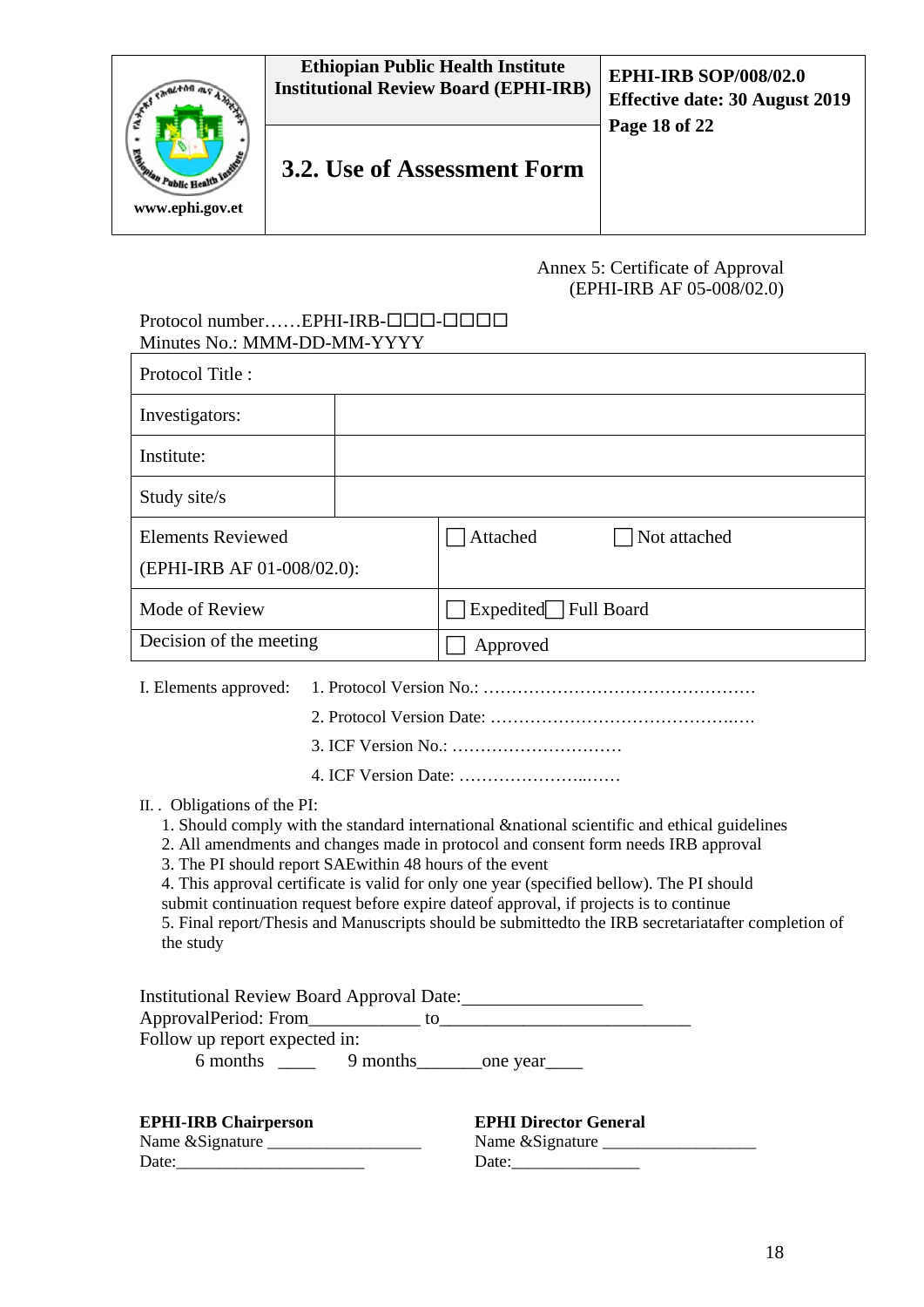Annex 5: Certificate of Approval
(EPHI-IRB AF 05-008/02.0)

Protocol number……EPHI-IRB-☐☐☐-☐☐☐☐
Minutes No.: MMM-DD-MM-YYYY

| Protocol Title : | |
|---|---|
| Investigators: | |
| Institute: | |
| Study site/s | |
| Elements Reviewed (EPHI-IRB AF 01-008/02.0): | ☐ Attached ☐ Not attached |
| Mode of Review | ☐ Expedited ☐ Full Board |
| Decision of the meeting | ☐ Approved |

I. Elements approved:
1. Protocol Version No.: …………………………………………
2. Protocol Version Date: ………………………………………….
3. ICF Version No.: …………………………
4. ICF Version Date: …………………..……

II. . Obligations of the PI:
1. Should comply with the standard international &national scientific and ethical guidelines
2. All amendments and changes made in protocol and consent form needs IRB approval
3. The PI should report SAEwithin 48 hours of the event
4. This approval certificate is valid for only one year (specified bellow). The PI should submit continuation request before expire dateof approval, if projects is to continue
5. Final report/Thesis and Manuscripts should be submittedto the IRB secretariatafter completion of the study

Institutional Review Board Approval Date:___________________
ApprovalPeriod: From____________ to___________________________
Follow up report expected in:
6 months ____ 9 months_______one year____

**EPHI-IRB Chairperson**
Name &Signature __________________
Date:______________________

**EPHI Director General**
Name &Signature __________________
Date:_______________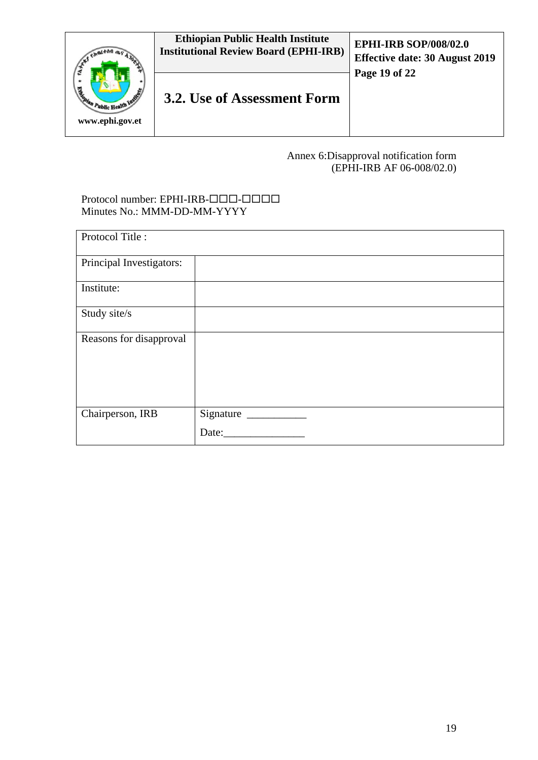Annex 6:Disapproval notification form
(EPHI-IRB AF 06-008/02.0)

Protocol number: EPHI-IRB-☐☐☐-☐☐☐☐
Minutes No.: MMM-DD-MM-YYYY

| Protocol Title : | |
|---|---|
| Principal Investigators: | |
| Institute: | |
| Study site/s | |
| Reasons for disapproval | |
| Chairperson, IRB | Signature ___________<br>Date:_______________ |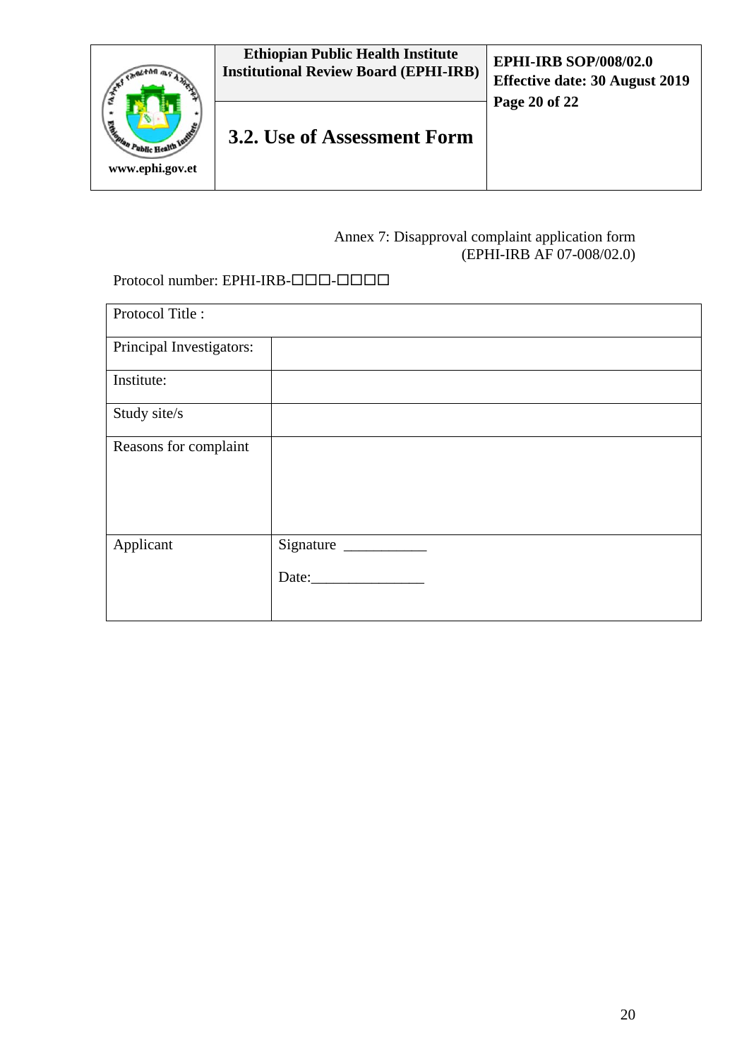Annex 7: Disapproval complaint application form
(EPHI-IRB AF 07-008/02.0)

Protocol number: EPHI-IRB-☐☐☐-☐☐☐☐

| Protocol Title : | |
|---|---|
| Principal Investigators: | |
| Institute: | |
| Study site/s | |
| Reasons for complaint | |
| Applicant | Signature ___________<br>Date:_______________ |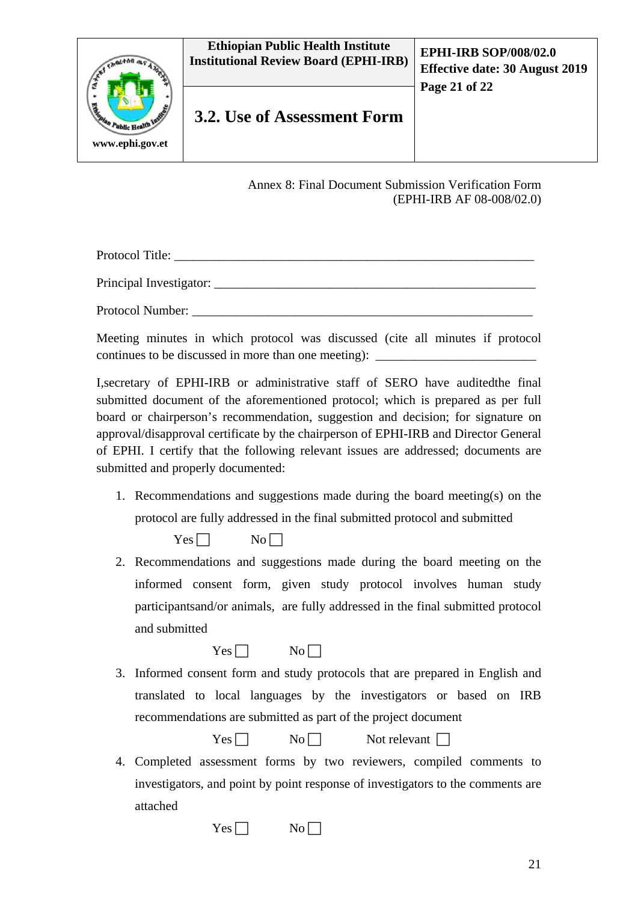Annex 8: Final Document Submission Verification Form
(EPHI-IRB AF 08-008/02.0)

Protocol Title: ___________________________________________________________

Principal Investigator: _____________________________________________________

Protocol Number: ________________________________________________________

Meeting minutes in which protocol was discussed (cite all minutes if protocol continues to be discussed in more than one meeting): _________________________

I,secretary of EPHI-IRB or administrative staff of SERO have auditedthe final submitted document of the aforementioned protocol; which is prepared as per full board or chairperson's recommendation, suggestion and decision; for signature on approval/disapproval certificate by the chairperson of EPHI-IRB and Director General of EPHI. I certify that the following relevant issues are addressed; documents are submitted and properly documented:

1. Recommendations and suggestions made during the board meeting(s) on the protocol are fully addressed in the final submitted protocol and submitted

   Yes ☐ No ☐

2. Recommendations and suggestions made during the board meeting on the informed consent form, given study protocol involves human study participantsand/or animals, are fully addressed in the final submitted protocol and submitted

   Yes ☐ No ☐

3. Informed consent form and study protocols that are prepared in English and translated to local languages by the investigators or based on IRB recommendations are submitted as part of the project document

   Yes ☐ No ☐ Not relevant ☐

4. Completed assessment forms by two reviewers, compiled comments to investigators, and point by point response of investigators to the comments are attached

   Yes ☐ No ☐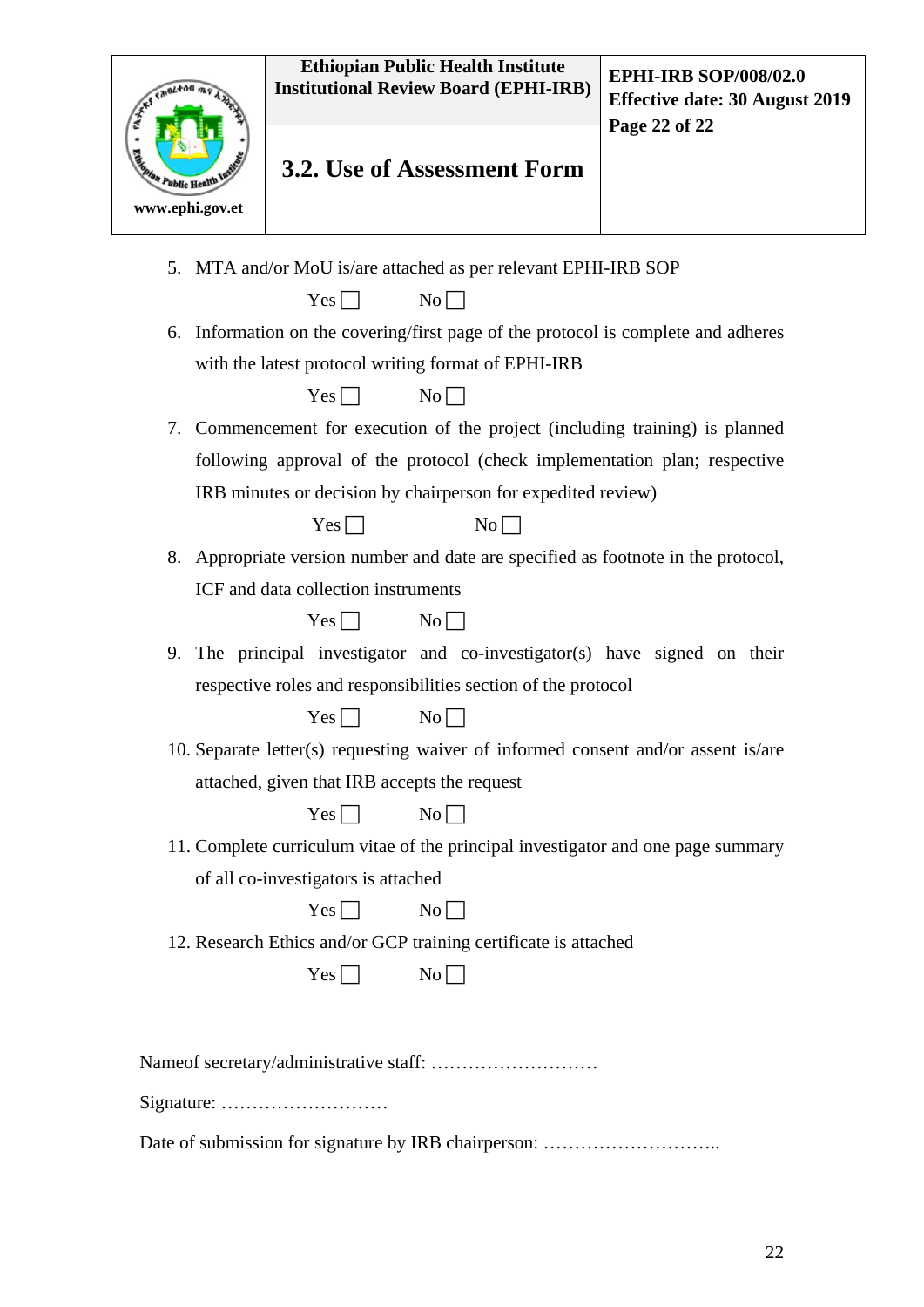5. MTA and/or MoU is/are attached as per relevant EPHI-IRB SOP

   Yes ☐ No ☐

6. Information on the covering/first page of the protocol is complete and adheres with the latest protocol writing format of EPHI-IRB

   Yes ☐ No ☐

7. Commencement for execution of the project (including training) is planned following approval of the protocol (check implementation plan; respective IRB minutes or decision by chairperson for expedited review)

   Yes ☐ No ☐

8. Appropriate version number and date are specified as footnote in the protocol, ICF and data collection instruments

   Yes ☐ No ☐

9. The principal investigator and co-investigator(s) have signed on their respective roles and responsibilities section of the protocol

   Yes ☐ No ☐

10. Separate letter(s) requesting waiver of informed consent and/or assent is/are attached, given that IRB accepts the request

    Yes ☐ No ☐

11. Complete curriculum vitae of the principal investigator and one page summary of all co-investigators is attached

    Yes ☐ No ☐

12. Research Ethics and/or GCP training certificate is attached

    Yes ☐ No ☐

Nameof secretary/administrative staff: ………………………

Signature: ………………………

Date of submission for signature by IRB chairperson: ………………………..